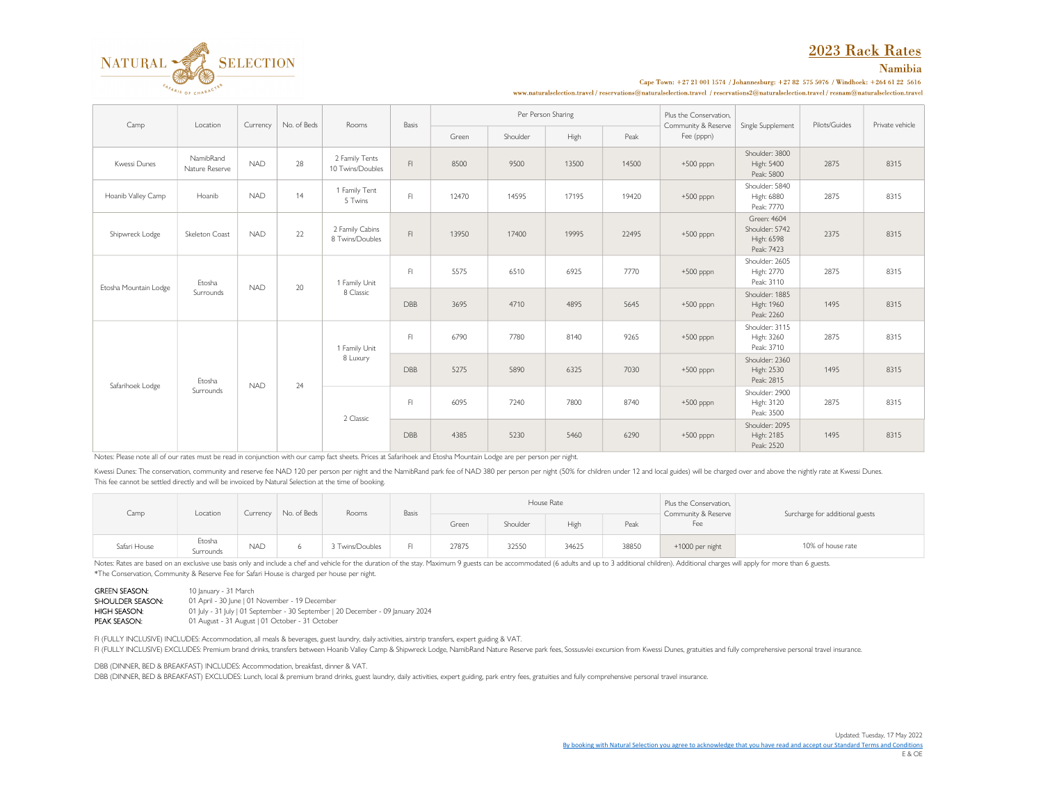# 2023 Rack Rates

## Namibia

Cape Town: +27 21 001 1574 / Johannesburg: +27 82 575 5076 / Windhoek: +264 61 22 5616

www.naturalselection.travel / reservations@naturalselection.travel / reservations2@naturalselection.travel / resnam@naturalselection.travel

| Camp | Location | Currency | No. of Beds | Rooms | Basis | Per Person Sharing | | | | Plus the Conservation, Community & Reserve Fee (pppn) | Single Supplement | Pilots/Guides | Private vehicle |
|---|---|---|---|---|---|---|---|---|---|---|---|---|---|
| | | | | | | Green | Shoulder | High | Peak | | | | |
| Kwessi Dunes | NamibRand Nature Reserve | NAD | 28 | 2 Family Tents 10 Twins/Doubles | FI | 8500 | 9500 | 13500 | 14500 | +500 pppn | Shoulder: 3800 High: 5400 Peak: 5800 | 2875 | 8315 |
| Hoanib Valley Camp | Hoanib | NAD | 14 | 1 Family Tent 5 Twins | FI | 12470 | 14595 | 17195 | 19420 | +500 pppn | Shoulder: 5840 High: 6880 Peak: 7770 | 2875 | 8315 |
| Shipwreck Lodge | Skeleton Coast | NAD | 22 | 2 Family Cabins 8 Twins/Doubles | FI | 13950 | 17400 | 19995 | 22495 | +500 pppn | Green: 4604 Shoulder: 5742 High: 6598 Peak: 7423 | 2375 | 8315 |
| Etosha Mountain Lodge | Etosha Surrounds | NAD | 20 | 1 Family Unit 8 Classic | FI | 5575 | 6510 | 6925 | 7770 | +500 pppn | Shoulder: 2605 High: 2770 Peak: 3110 | 2875 | 8315 |
| | | | | | DBB | 3695 | 4710 | 4895 | 5645 | +500 pppn | Shoulder: 1885 High: 1960 Peak: 2260 | 1495 | 8315 |
| Safarihoek Lodge | Etosha Surrounds | NAD | 24 | 1 Family Unit 8 Luxury | FI | 6790 | 7780 | 8140 | 9265 | +500 pppn | Shoulder: 3115 High: 3260 Peak: 3710 | 2875 | 8315 |
| | | | | | DBB | 5275 | 5890 | 6325 | 7030 | +500 pppn | Shoulder: 2360 High: 2530 Peak: 2815 | 1495 | 8315 |
| | | | | 2 Classic | FI | 6095 | 7240 | 7800 | 8740 | +500 pppn | Shoulder: 2900 High: 3120 Peak: 3500 | 2875 | 8315 |
| | | | | | DBB | 4385 | 5230 | 5460 | 6290 | +500 pppn | Shoulder: 2095 High: 2185 Peak: 2520 | 1495 | 8315 |

Notes: Please note all of our rates must be read in conjunction with our camp fact sheets. Prices at Safarihoek and Etosha Mountain Lodge are per person per night.

Kwessi Dunes: The conservation, community and reserve fee NAD 120 per person per night and the NamibRand park fee of NAD 380 per person per night (50% for children under 12 and local guides) will be charged over and above the nightly rate at Kwessi Dunes. This fee cannot be settled directly and will be invoiced by Natural Selection at the time of booking.

| Camp | Location | Currency | No. of Beds | Rooms | Basis | House Rate | | | | Plus the Conservation, Community & Reserve Fee | Surcharge for additional guests |
|---|---|---|---|---|---|---|---|---|---|---|---|
| | | | | | | Green | Shoulder | High | Peak | | |
| Safari House | Etosha Surrounds | NAD | 6 | 3 Twins/Doubles | FI | 27875 | 32550 | 34625 | 38850 | +1000 per night | 10% of house rate |

Notes: Rates are based on an exclusive use basis only and include a chef and vehicle for the duration of the stay. Maximum 9 guests can be accommodated (6 adults and up to 3 additional children). Additional charges will apply for more than 6 guests.
*The Conservation, Community & Reserve Fee for Safari House is charged per house per night.

GREEN SEASON: 10 January - 31 March
SHOULDER SEASON: 01 April - 30 June | 01 November - 19 December
HIGH SEASON: 01 July - 31 July | 01 September - 30 September | 20 December - 09 January 2024
PEAK SEASON: 01 August - 31 August | 01 October - 31 October

FI (FULLY INCLUSIVE) INCLUDES: Accommodation, all meals & beverages, guest laundry, daily activities, airstrip transfers, expert guiding & VAT.
FI (FULLY INCLUSIVE) EXCLUDES: Premium brand drinks, transfers between Hoanib Valley Camp & Shipwreck Lodge, NamibRand Nature Reserve park fees, Sossusvlei excursion from Kwessi Dunes, gratuities and fully comprehensive personal travel insurance.

DBB (DINNER, BED & BREAKFAST) INCLUDES: Accommodation, breakfast, dinner & VAT.
DBB (DINNER, BED & BREAKFAST) EXCLUDES: Lunch, local & premium brand drinks, guest laundry, daily activities, expert guiding, park entry fees, gratuities and fully comprehensive personal travel insurance.

Updated: Tuesday, 17 May 2022
By booking with Natural Selection you agree to acknowledge that you have read and accept our Standard Terms and Conditions
E & OE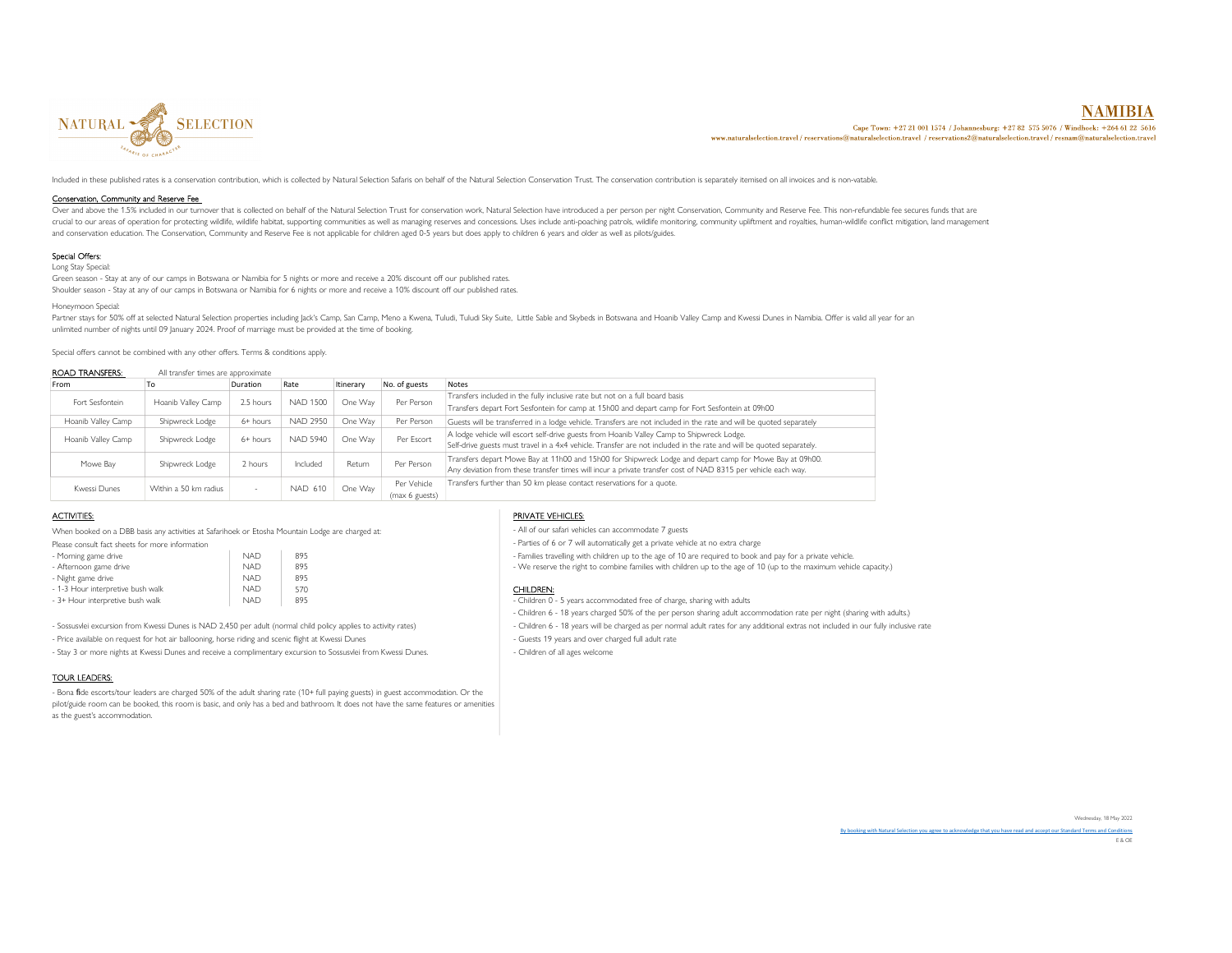NATURAL SELECTION

SAFARIS OF CHARACTER

# NAMIBIA

Cape Town: +27 21 001 1574 / Johannesburg: +27 82 575 5076 / Windhoek: +264 61 22 5616
www.naturalselection.travel / reservations@naturalselection.travel / reservations2@naturalselection.travel / resnam@naturalselection.travel

Included in these published rates is a conservation contribution, which is collected by Natural Selection Safaris on behalf of the Natural Selection Conservation Trust. The conservation contribution is separately itemised on all invoices and is non-vatable.

## Conservation, Community and Reserve Fee

Over and above the 1.5% included in our turnover that is collected on behalf of the Natural Selection Trust for conservation work, Natural Selection have introduced a per person per night Conservation, Community and Reserve Fee. This non-refundable fee secures funds that are crucial to our areas of operation for protecting wildlife, wildlife habitat, supporting communities as well as managing reserves and concessions. Uses include anti-poaching patrols, wildlife monitoring, community upliftment and royalties, human-wildlife conflict mitigation, land management and conservation education. The Conservation, Community and Reserve Fee is not applicable for children aged 0-5 years but does apply to children 6 years and older as well as pilots/guides.

## Special Offers:

Long Stay Special:

Green season - Stay at any of our camps in Botswana or Namibia for 5 nights or more and receive a 20% discount off our published rates.
Shoulder season - Stay at any of our camps in Botswana or Namibia for 6 nights or more and receive a 10% discount off our published rates.

Honeymoon Special:

Partner stays for 50% off at selected Natural Selection properties including Jack's Camp, San Camp, Meno a Kwena, Tuludi, Tuludi Sky Suite, Little Sable and Skybeds in Botswana and Hoanib Valley Camp and Kwessi Dunes in Namibia. Offer is valid all year for an unlimited number of nights until 09 January 2024. Proof of marriage must be provided at the time of booking.

Special offers cannot be combined with any other offers. Terms & conditions apply.

## ROAD TRANSFERS:

All transfer times are approximate

| From | To | Duration | Rate | Itinerary | No. of guests | Notes |
|---|---|---|---|---|---|---|
| Fort Sesfontein | Hoanib Valley Camp | 2.5 hours | NAD 1500 | One Way | Per Person | Transfers included in the fully inclusive rate but not on a full board basis<br>Transfers depart Fort Sesfontein for camp at 15h00 and depart camp for Fort Sesfontein at 09h00 |
| Hoanib Valley Camp | Shipwreck Lodge | 6+ hours | NAD 2950 | One Way | Per Person | Guests will be transferred in a lodge vehicle. Transfers are not included in the rate and will be quoted separately |
| Hoanib Valley Camp | Shipwreck Lodge | 6+ hours | NAD 5940 | One Way | Per Escort | A lodge vehicle will escort self-drive guests from Hoanib Valley Camp to Shipwreck Lodge.<br>Self-drive guests must travel in a 4x4 vehicle. Transfer are not included in the rate and will be quoted separately. |
| Mowe Bay | Shipwreck Lodge | 2 hours | Included | Return | Per Person | Transfers depart Mowe Bay at 11h00 and 15h00 for Shipwreck Lodge and depart camp for Mowe Bay at 09h00.<br>Any deviation from these transfer times will incur a private transfer cost of NAD 8315 per vehicle each way. |
| Kwessi Dunes | Within a 50 km radius | - | NAD 610 | One Way | Per Vehicle (max 6 guests) | Transfers further than 50 km please contact reservations for a quote. |

## ACTIVITIES:

When booked on a DBB basis any activities at Safarihoek or Etosha Mountain Lodge are charged at:

Please consult fact sheets for more information

| | | |
|---|---|---|
| - Morning game drive | NAD | 895 |
| - Afternoon game drive | NAD | 895 |
| - Night game drive | NAD | 895 |
| - 1-3 Hour interpretive bush walk | NAD | 570 |
| - 3+ Hour interpretive bush walk | NAD | 895 |

- Sossusvlei excursion from Kwessi Dunes is NAD 2,450 per adult (normal child policy applies to activity rates)
- Price available on request for hot air ballooning, horse riding and scenic flight at Kwessi Dunes
- Stay 3 or more nights at Kwessi Dunes and receive a complimentary excursion to Sossusvlei from Kwessi Dunes.

## TOUR LEADERS:

- Bona fide escorts/tour leaders are charged 50% of the adult sharing rate (10+ full paying guests) in guest accommodation. Or the pilot/guide room can be booked, this room is basic, and only has a bed and bathroom. It does not have the same features or amenities as the guest's accommodation.

## PRIVATE VEHICLES:

- All of our safari vehicles can accommodate 7 guests
- Parties of 6 or 7 will automatically get a private vehicle at no extra charge
- Families travelling with children up to the age of 10 are required to book and pay for a private vehicle.
- We reserve the right to combine families with children up to the age of 10 (up to the maximum vehicle capacity.)

## CHILDREN:

- Children 0 - 5 years accommodated free of charge, sharing with adults
- Children 6 - 18 years charged 50% of the per person sharing adult accommodation rate per night (sharing with adults.)
- Children 6 - 18 years will be charged as per normal adult rates for any additional extras not included in our fully inclusive rate
- Guests 19 years and over charged full adult rate
- Children of all ages welcome

Wednesday, 18 May 2022

By booking with Natural Selection you agree to acknowledge that you have read and accept our Standard Terms and Conditions

E & OE